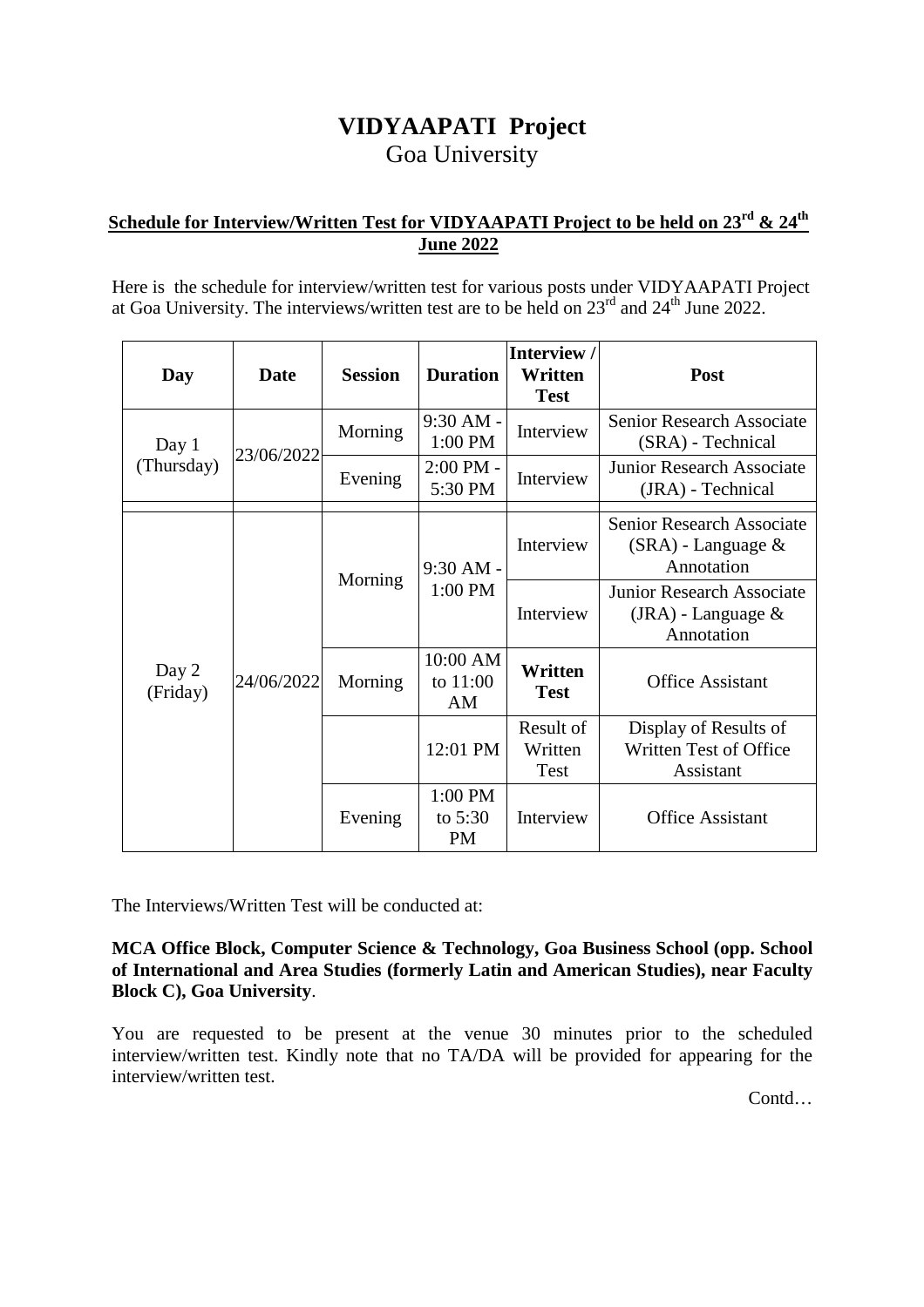# **VIDYAAPATI Project**

Goa University

**Schedule for Interview/Written Test for VIDYAAPATI Project to be held on 23rd & 24th June 2022**

Here is the schedule for interview/written test for various posts under VIDYAAPATI Project at Goa University. The interviews/written test are to be held on 23rd and 24th June 2022.

| Day | Date | Session | Duration | Interview / Written Test | Post |
|---|---|---|---|---|---|
| Day 1 (Thursday) | 23/06/2022 | Morning | 9:30 AM - 1:00 PM | Interview | Senior Research Associate (SRA) - Technical |
| | | Evening | 2:00 PM - 5:30 PM | Interview | Junior Research Associate (JRA) - Technical |
| | | | | | |
| Day 2 (Friday) | 24/06/2022 | Morning | 9:30 AM - 1:00 PM | Interview | Senior Research Associate (SRA) - Language & Annotation |
| | | | | Interview | Junior Research Associate (JRA) - Language & Annotation |
| | | Morning | 10:00 AM to 11:00 AM | **Written Test** | Office Assistant |
| | | | 12:01 PM | Result of Written Test | Display of Results of Written Test of Office Assistant |
| | | Evening | 1:00 PM to 5:30 PM | Interview | Office Assistant |

The Interviews/Written Test will be conducted at:

**MCA Office Block, Computer Science & Technology, Goa Business School (opp. School of International and Area Studies (formerly Latin and American Studies), near Faculty Block C), Goa University**.

You are requested to be present at the venue 30 minutes prior to the scheduled interview/written test. Kindly note that no TA/DA will be provided for appearing for the interview/written test.

Contd…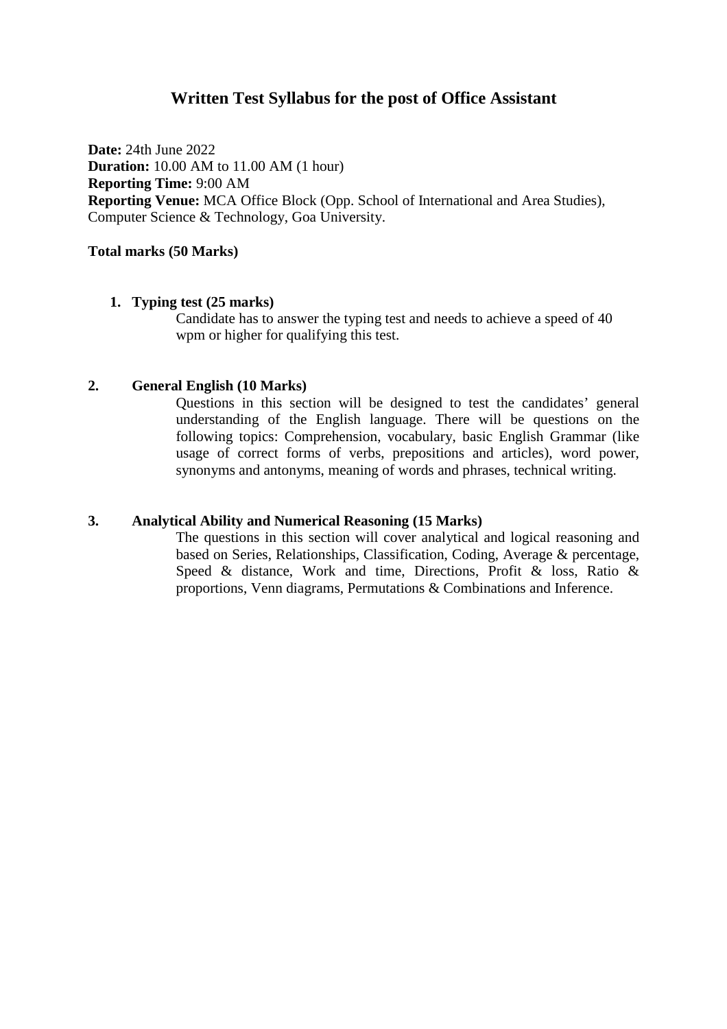# Written Test Syllabus for the post of Office Assistant

**Date:** 24th June 2022
**Duration:** 10.00 AM to 11.00 AM (1 hour)
**Reporting Time:** 9:00 AM
**Reporting Venue:** MCA Office Block (Opp. School of International and Area Studies), Computer Science & Technology, Goa University.

**Total marks (50 Marks)**

1. **Typing test (25 marks)**

   Candidate has to answer the typing test and needs to achieve a speed of 40 wpm or higher for qualifying this test.

2. **General English (10 Marks)**

   Questions in this section will be designed to test the candidates' general understanding of the English language. There will be questions on the following topics: Comprehension, vocabulary, basic English Grammar (like usage of correct forms of verbs, prepositions and articles), word power, synonyms and antonyms, meaning of words and phrases, technical writing.

3. **Analytical Ability and Numerical Reasoning (15 Marks)**

   The questions in this section will cover analytical and logical reasoning and based on Series, Relationships, Classification, Coding, Average & percentage, Speed & distance, Work and time, Directions, Profit & loss, Ratio & proportions, Venn diagrams, Permutations & Combinations and Inference.